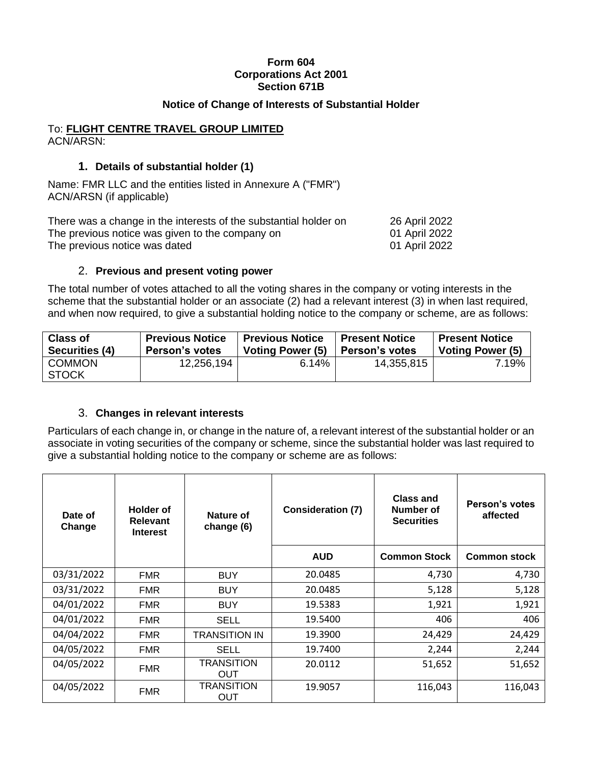**Form 604**
**Corporations Act 2001**
**Section 671B**

## Notice of Change of Interests of Substantial Holder

To: **FLIGHT CENTRE TRAVEL GROUP LIMITED**
ACN/ARSN:

### 1. Details of substantial holder (1)

Name: FMR LLC and the entities listed in Annexure A ("FMR")
ACN/ARSN (if applicable)

| | |
|---|---|
| There was a change in the interests of the substantial holder on | 26 April 2022 |
| The previous notice was given to the company on | 01 April 2022 |
| The previous notice was dated | 01 April 2022 |

### 2. Previous and present voting power

The total number of votes attached to all the voting shares in the company or voting interests in the scheme that the substantial holder or an associate (2) had a relevant interest (3) in when last required, and when now required, to give a substantial holding notice to the company or scheme, are as follows:

| Class of Securities (4) | Previous Notice Person's votes | Previous Notice Voting Power (5) | Present Notice Person's votes | Present Notice Voting Power (5) |
|---|---|---|---|---|
| COMMON STOCK | 12,256,194 | 6.14% | 14,355,815 | 7.19% |

### 3. Changes in relevant interests

Particulars of each change in, or change in the nature of, a relevant interest of the substantial holder or an associate in voting securities of the company or scheme, since the substantial holder was last required to give a substantial holding notice to the company or scheme are as follows:

| Date of Change | Holder of Relevant Interest | Nature of change (6) | Consideration (7) | Class and Number of Securities | Person's votes affected |
|---|---|---|---|---|---|
| | | | AUD | Common Stock | Common stock |
| 03/31/2022 | FMR | BUY | 20.0485 | 4,730 | 4,730 |
| 03/31/2022 | FMR | BUY | 20.0485 | 5,128 | 5,128 |
| 04/01/2022 | FMR | BUY | 19.5383 | 1,921 | 1,921 |
| 04/01/2022 | FMR | SELL | 19.5400 | 406 | 406 |
| 04/04/2022 | FMR | TRANSITION IN | 19.3900 | 24,429 | 24,429 |
| 04/05/2022 | FMR | SELL | 19.7400 | 2,244 | 2,244 |
| 04/05/2022 | FMR | TRANSITION OUT | 20.0112 | 51,652 | 51,652 |
| 04/05/2022 | FMR | TRANSITION OUT | 19.9057 | 116,043 | 116,043 |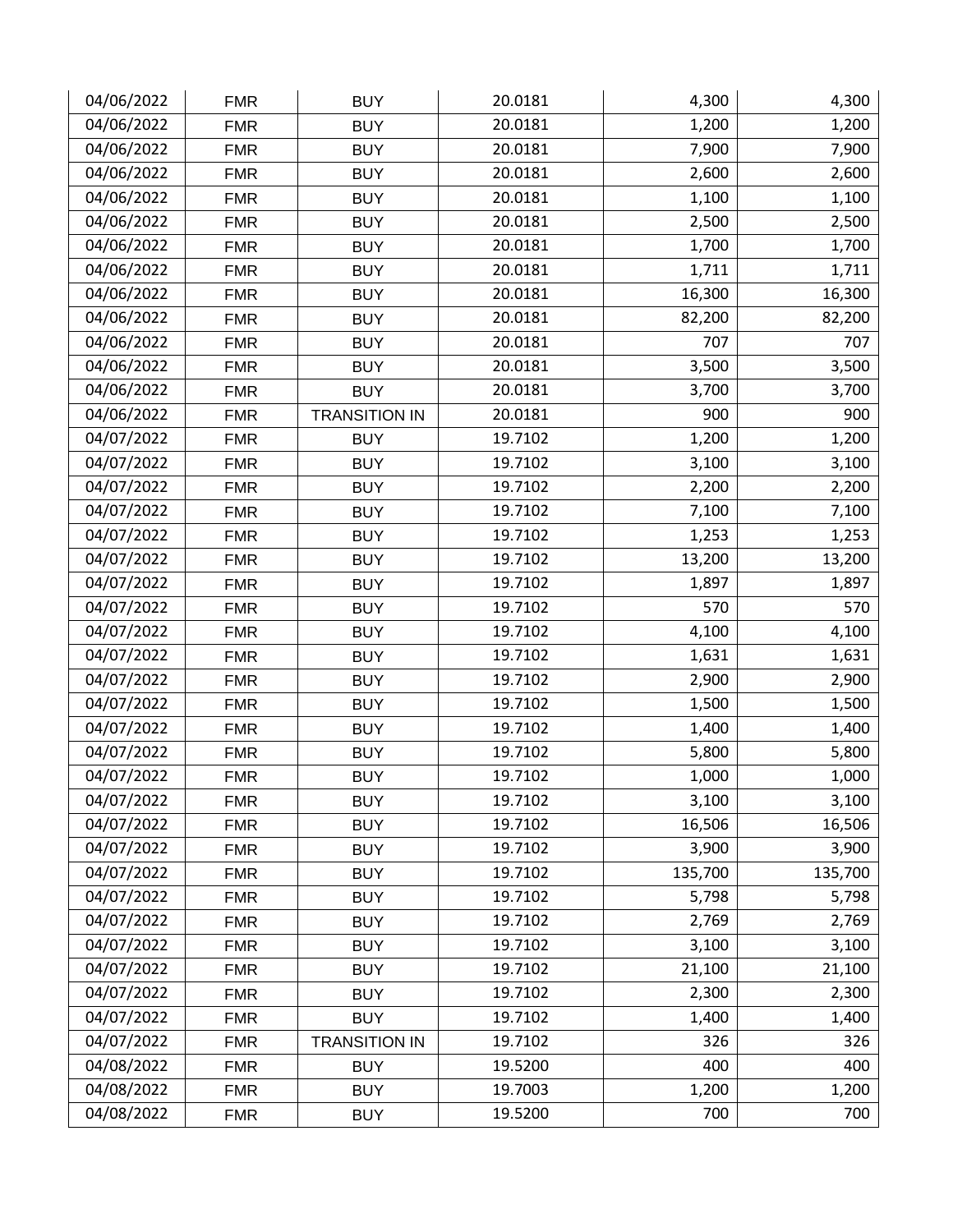| | | | | | |
|---|---|---|---|---|---|
| 04/06/2022 | FMR | BUY | 20.0181 | 4,300 | 4,300 |
| 04/06/2022 | FMR | BUY | 20.0181 | 1,200 | 1,200 |
| 04/06/2022 | FMR | BUY | 20.0181 | 7,900 | 7,900 |
| 04/06/2022 | FMR | BUY | 20.0181 | 2,600 | 2,600 |
| 04/06/2022 | FMR | BUY | 20.0181 | 1,100 | 1,100 |
| 04/06/2022 | FMR | BUY | 20.0181 | 2,500 | 2,500 |
| 04/06/2022 | FMR | BUY | 20.0181 | 1,700 | 1,700 |
| 04/06/2022 | FMR | BUY | 20.0181 | 1,711 | 1,711 |
| 04/06/2022 | FMR | BUY | 20.0181 | 16,300 | 16,300 |
| 04/06/2022 | FMR | BUY | 20.0181 | 82,200 | 82,200 |
| 04/06/2022 | FMR | BUY | 20.0181 | 707 | 707 |
| 04/06/2022 | FMR | BUY | 20.0181 | 3,500 | 3,500 |
| 04/06/2022 | FMR | BUY | 20.0181 | 3,700 | 3,700 |
| 04/06/2022 | FMR | TRANSITION IN | 20.0181 | 900 | 900 |
| 04/07/2022 | FMR | BUY | 19.7102 | 1,200 | 1,200 |
| 04/07/2022 | FMR | BUY | 19.7102 | 3,100 | 3,100 |
| 04/07/2022 | FMR | BUY | 19.7102 | 2,200 | 2,200 |
| 04/07/2022 | FMR | BUY | 19.7102 | 7,100 | 7,100 |
| 04/07/2022 | FMR | BUY | 19.7102 | 1,253 | 1,253 |
| 04/07/2022 | FMR | BUY | 19.7102 | 13,200 | 13,200 |
| 04/07/2022 | FMR | BUY | 19.7102 | 1,897 | 1,897 |
| 04/07/2022 | FMR | BUY | 19.7102 | 570 | 570 |
| 04/07/2022 | FMR | BUY | 19.7102 | 4,100 | 4,100 |
| 04/07/2022 | FMR | BUY | 19.7102 | 1,631 | 1,631 |
| 04/07/2022 | FMR | BUY | 19.7102 | 2,900 | 2,900 |
| 04/07/2022 | FMR | BUY | 19.7102 | 1,500 | 1,500 |
| 04/07/2022 | FMR | BUY | 19.7102 | 1,400 | 1,400 |
| 04/07/2022 | FMR | BUY | 19.7102 | 5,800 | 5,800 |
| 04/07/2022 | FMR | BUY | 19.7102 | 1,000 | 1,000 |
| 04/07/2022 | FMR | BUY | 19.7102 | 3,100 | 3,100 |
| 04/07/2022 | FMR | BUY | 19.7102 | 16,506 | 16,506 |
| 04/07/2022 | FMR | BUY | 19.7102 | 3,900 | 3,900 |
| 04/07/2022 | FMR | BUY | 19.7102 | 135,700 | 135,700 |
| 04/07/2022 | FMR | BUY | 19.7102 | 5,798 | 5,798 |
| 04/07/2022 | FMR | BUY | 19.7102 | 2,769 | 2,769 |
| 04/07/2022 | FMR | BUY | 19.7102 | 3,100 | 3,100 |
| 04/07/2022 | FMR | BUY | 19.7102 | 21,100 | 21,100 |
| 04/07/2022 | FMR | BUY | 19.7102 | 2,300 | 2,300 |
| 04/07/2022 | FMR | BUY | 19.7102 | 1,400 | 1,400 |
| 04/07/2022 | FMR | TRANSITION IN | 19.7102 | 326 | 326 |
| 04/08/2022 | FMR | BUY | 19.5200 | 400 | 400 |
| 04/08/2022 | FMR | BUY | 19.7003 | 1,200 | 1,200 |
| 04/08/2022 | FMR | BUY | 19.5200 | 700 | 700 |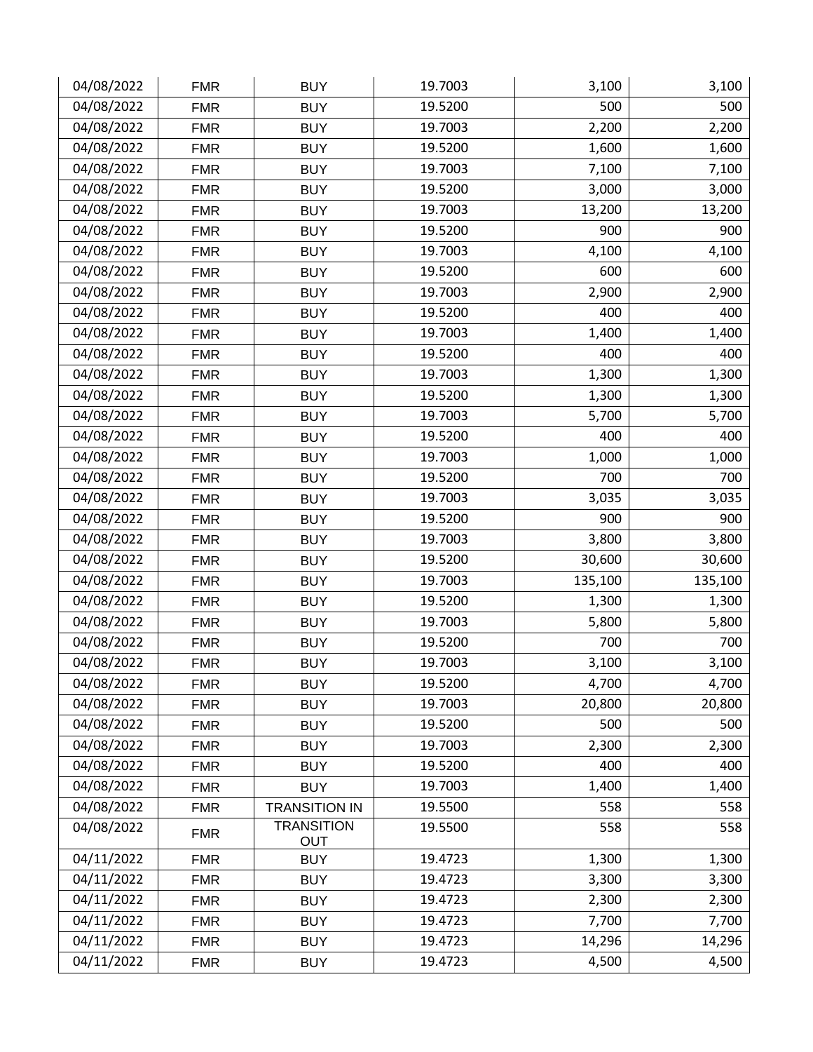| | | | | | |
|---|---|---|---|---|---|
| 04/08/2022 | FMR | BUY | 19.7003 | 3,100 | 3,100 |
| 04/08/2022 | FMR | BUY | 19.5200 | 500 | 500 |
| 04/08/2022 | FMR | BUY | 19.7003 | 2,200 | 2,200 |
| 04/08/2022 | FMR | BUY | 19.5200 | 1,600 | 1,600 |
| 04/08/2022 | FMR | BUY | 19.7003 | 7,100 | 7,100 |
| 04/08/2022 | FMR | BUY | 19.5200 | 3,000 | 3,000 |
| 04/08/2022 | FMR | BUY | 19.7003 | 13,200 | 13,200 |
| 04/08/2022 | FMR | BUY | 19.5200 | 900 | 900 |
| 04/08/2022 | FMR | BUY | 19.7003 | 4,100 | 4,100 |
| 04/08/2022 | FMR | BUY | 19.5200 | 600 | 600 |
| 04/08/2022 | FMR | BUY | 19.7003 | 2,900 | 2,900 |
| 04/08/2022 | FMR | BUY | 19.5200 | 400 | 400 |
| 04/08/2022 | FMR | BUY | 19.7003 | 1,400 | 1,400 |
| 04/08/2022 | FMR | BUY | 19.5200 | 400 | 400 |
| 04/08/2022 | FMR | BUY | 19.7003 | 1,300 | 1,300 |
| 04/08/2022 | FMR | BUY | 19.5200 | 1,300 | 1,300 |
| 04/08/2022 | FMR | BUY | 19.7003 | 5,700 | 5,700 |
| 04/08/2022 | FMR | BUY | 19.5200 | 400 | 400 |
| 04/08/2022 | FMR | BUY | 19.7003 | 1,000 | 1,000 |
| 04/08/2022 | FMR | BUY | 19.5200 | 700 | 700 |
| 04/08/2022 | FMR | BUY | 19.7003 | 3,035 | 3,035 |
| 04/08/2022 | FMR | BUY | 19.5200 | 900 | 900 |
| 04/08/2022 | FMR | BUY | 19.7003 | 3,800 | 3,800 |
| 04/08/2022 | FMR | BUY | 19.5200 | 30,600 | 30,600 |
| 04/08/2022 | FMR | BUY | 19.7003 | 135,100 | 135,100 |
| 04/08/2022 | FMR | BUY | 19.5200 | 1,300 | 1,300 |
| 04/08/2022 | FMR | BUY | 19.7003 | 5,800 | 5,800 |
| 04/08/2022 | FMR | BUY | 19.5200 | 700 | 700 |
| 04/08/2022 | FMR | BUY | 19.7003 | 3,100 | 3,100 |
| 04/08/2022 | FMR | BUY | 19.5200 | 4,700 | 4,700 |
| 04/08/2022 | FMR | BUY | 19.7003 | 20,800 | 20,800 |
| 04/08/2022 | FMR | BUY | 19.5200 | 500 | 500 |
| 04/08/2022 | FMR | BUY | 19.7003 | 2,300 | 2,300 |
| 04/08/2022 | FMR | BUY | 19.5200 | 400 | 400 |
| 04/08/2022 | FMR | BUY | 19.7003 | 1,400 | 1,400 |
| 04/08/2022 | FMR | TRANSITION IN | 19.5500 | 558 | 558 |
| 04/08/2022 | FMR | TRANSITION OUT | 19.5500 | 558 | 558 |
| 04/11/2022 | FMR | BUY | 19.4723 | 1,300 | 1,300 |
| 04/11/2022 | FMR | BUY | 19.4723 | 3,300 | 3,300 |
| 04/11/2022 | FMR | BUY | 19.4723 | 2,300 | 2,300 |
| 04/11/2022 | FMR | BUY | 19.4723 | 7,700 | 7,700 |
| 04/11/2022 | FMR | BUY | 19.4723 | 14,296 | 14,296 |
| 04/11/2022 | FMR | BUY | 19.4723 | 4,500 | 4,500 |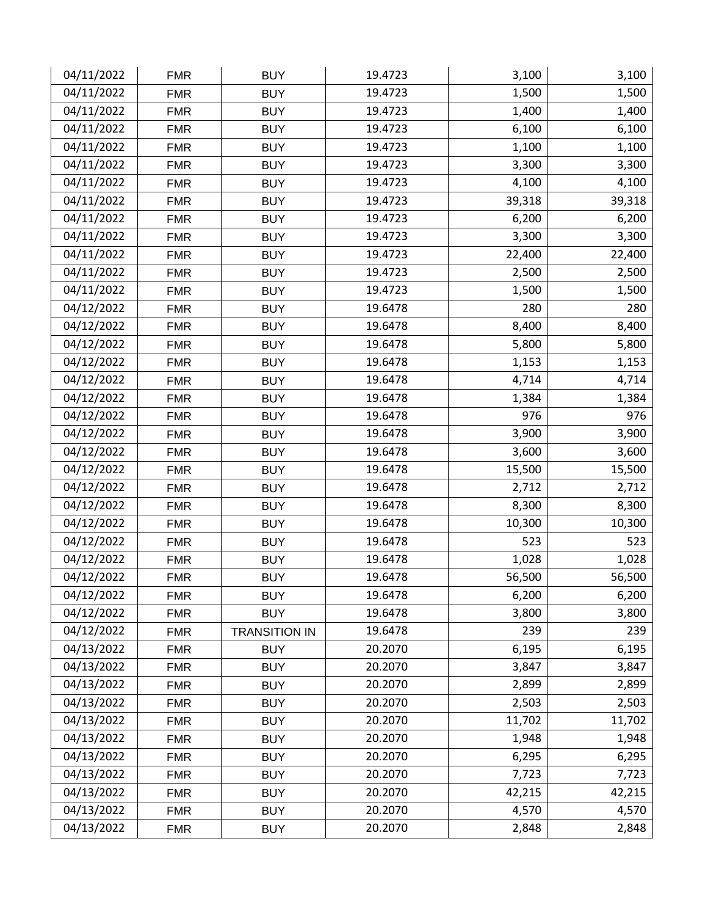| | | | | | |
|---|---|---|---|---|---|
| 04/11/2022 | FMR | BUY | 19.4723 | 3,100 | 3,100 |
| 04/11/2022 | FMR | BUY | 19.4723 | 1,500 | 1,500 |
| 04/11/2022 | FMR | BUY | 19.4723 | 1,400 | 1,400 |
| 04/11/2022 | FMR | BUY | 19.4723 | 6,100 | 6,100 |
| 04/11/2022 | FMR | BUY | 19.4723 | 1,100 | 1,100 |
| 04/11/2022 | FMR | BUY | 19.4723 | 3,300 | 3,300 |
| 04/11/2022 | FMR | BUY | 19.4723 | 4,100 | 4,100 |
| 04/11/2022 | FMR | BUY | 19.4723 | 39,318 | 39,318 |
| 04/11/2022 | FMR | BUY | 19.4723 | 6,200 | 6,200 |
| 04/11/2022 | FMR | BUY | 19.4723 | 3,300 | 3,300 |
| 04/11/2022 | FMR | BUY | 19.4723 | 22,400 | 22,400 |
| 04/11/2022 | FMR | BUY | 19.4723 | 2,500 | 2,500 |
| 04/11/2022 | FMR | BUY | 19.4723 | 1,500 | 1,500 |
| 04/12/2022 | FMR | BUY | 19.6478 | 280 | 280 |
| 04/12/2022 | FMR | BUY | 19.6478 | 8,400 | 8,400 |
| 04/12/2022 | FMR | BUY | 19.6478 | 5,800 | 5,800 |
| 04/12/2022 | FMR | BUY | 19.6478 | 1,153 | 1,153 |
| 04/12/2022 | FMR | BUY | 19.6478 | 4,714 | 4,714 |
| 04/12/2022 | FMR | BUY | 19.6478 | 1,384 | 1,384 |
| 04/12/2022 | FMR | BUY | 19.6478 | 976 | 976 |
| 04/12/2022 | FMR | BUY | 19.6478 | 3,900 | 3,900 |
| 04/12/2022 | FMR | BUY | 19.6478 | 3,600 | 3,600 |
| 04/12/2022 | FMR | BUY | 19.6478 | 15,500 | 15,500 |
| 04/12/2022 | FMR | BUY | 19.6478 | 2,712 | 2,712 |
| 04/12/2022 | FMR | BUY | 19.6478 | 8,300 | 8,300 |
| 04/12/2022 | FMR | BUY | 19.6478 | 10,300 | 10,300 |
| 04/12/2022 | FMR | BUY | 19.6478 | 523 | 523 |
| 04/12/2022 | FMR | BUY | 19.6478 | 1,028 | 1,028 |
| 04/12/2022 | FMR | BUY | 19.6478 | 56,500 | 56,500 |
| 04/12/2022 | FMR | BUY | 19.6478 | 6,200 | 6,200 |
| 04/12/2022 | FMR | BUY | 19.6478 | 3,800 | 3,800 |
| 04/12/2022 | FMR | TRANSITION IN | 19.6478 | 239 | 239 |
| 04/13/2022 | FMR | BUY | 20.2070 | 6,195 | 6,195 |
| 04/13/2022 | FMR | BUY | 20.2070 | 3,847 | 3,847 |
| 04/13/2022 | FMR | BUY | 20.2070 | 2,899 | 2,899 |
| 04/13/2022 | FMR | BUY | 20.2070 | 2,503 | 2,503 |
| 04/13/2022 | FMR | BUY | 20.2070 | 11,702 | 11,702 |
| 04/13/2022 | FMR | BUY | 20.2070 | 1,948 | 1,948 |
| 04/13/2022 | FMR | BUY | 20.2070 | 6,295 | 6,295 |
| 04/13/2022 | FMR | BUY | 20.2070 | 7,723 | 7,723 |
| 04/13/2022 | FMR | BUY | 20.2070 | 42,215 | 42,215 |
| 04/13/2022 | FMR | BUY | 20.2070 | 4,570 | 4,570 |
| 04/13/2022 | FMR | BUY | 20.2070 | 2,848 | 2,848 |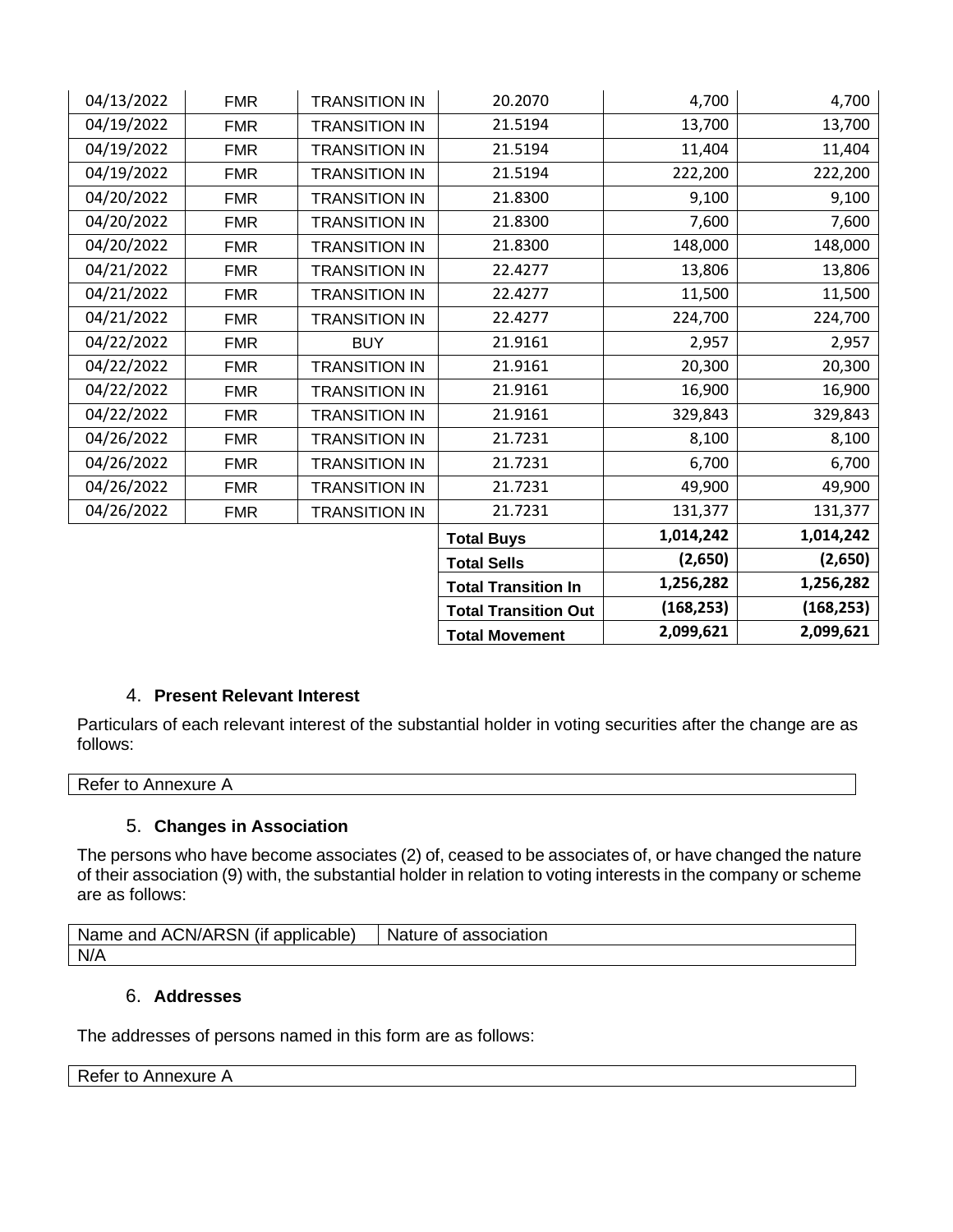| | | | | | |
|---|---|---|---|---|---|
| 04/13/2022 | FMR | TRANSITION IN | 20.2070 | 4,700 | 4,700 |
| 04/19/2022 | FMR | TRANSITION IN | 21.5194 | 13,700 | 13,700 |
| 04/19/2022 | FMR | TRANSITION IN | 21.5194 | 11,404 | 11,404 |
| 04/19/2022 | FMR | TRANSITION IN | 21.5194 | 222,200 | 222,200 |
| 04/20/2022 | FMR | TRANSITION IN | 21.8300 | 9,100 | 9,100 |
| 04/20/2022 | FMR | TRANSITION IN | 21.8300 | 7,600 | 7,600 |
| 04/20/2022 | FMR | TRANSITION IN | 21.8300 | 148,000 | 148,000 |
| 04/21/2022 | FMR | TRANSITION IN | 22.4277 | 13,806 | 13,806 |
| 04/21/2022 | FMR | TRANSITION IN | 22.4277 | 11,500 | 11,500 |
| 04/21/2022 | FMR | TRANSITION IN | 22.4277 | 224,700 | 224,700 |
| 04/22/2022 | FMR | BUY | 21.9161 | 2,957 | 2,957 |
| 04/22/2022 | FMR | TRANSITION IN | 21.9161 | 20,300 | 20,300 |
| 04/22/2022 | FMR | TRANSITION IN | 21.9161 | 16,900 | 16,900 |
| 04/22/2022 | FMR | TRANSITION IN | 21.9161 | 329,843 | 329,843 |
| 04/26/2022 | FMR | TRANSITION IN | 21.7231 | 8,100 | 8,100 |
| 04/26/2022 | FMR | TRANSITION IN | 21.7231 | 6,700 | 6,700 |
| 04/26/2022 | FMR | TRANSITION IN | 21.7231 | 49,900 | 49,900 |
| 04/26/2022 | FMR | TRANSITION IN | 21.7231 | 131,377 | 131,377 |
| | | | **Total Buys** | **1,014,242** | **1,014,242** |
| | | | **Total Sells** | **(2,650)** | **(2,650)** |
| | | | **Total Transition In** | **1,256,282** | **1,256,282** |
| | | | **Total Transition Out** | **(168,253)** | **(168,253)** |
| | | | **Total Movement** | **2,099,621** | **2,099,621** |

### 4. **Present Relevant Interest**

Particulars of each relevant interest of the substantial holder in voting securities after the change are as follows:

| Refer to Annexure A |
|---|

### 5. **Changes in Association**

The persons who have become associates (2) of, ceased to be associates of, or have changed the nature of their association (9) with, the substantial holder in relation to voting interests in the company or scheme are as follows:

| Name and ACN/ARSN (if applicable) | Nature of association |
|---|---|
| N/A | |

### 6. **Addresses**

The addresses of persons named in this form are as follows:

| Refer to Annexure A |
|---|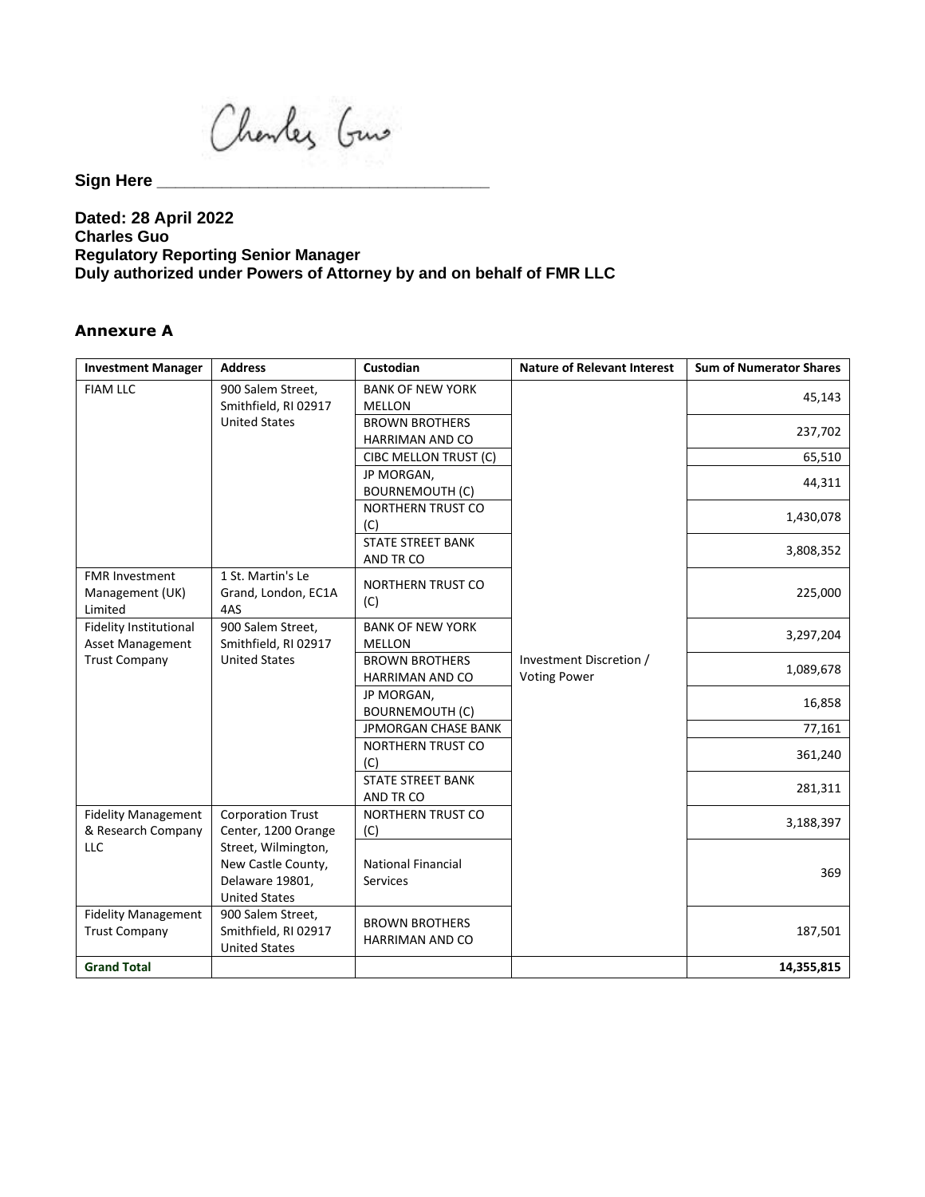Sign Here ___________________________________

**Dated: 28 April 2022**
**Charles Guo**
**Regulatory Reporting Senior Manager**
**Duly authorized under Powers of Attorney by and on behalf of FMR LLC**

## Annexure A

| Investment Manager | Address | Custodian | Nature of Relevant Interest | Sum of Numerator Shares |
|---|---|---|---|---|
| FIAM LLC | 900 Salem Street, Smithfield, RI 02917 United States | BANK OF NEW YORK MELLON | Investment Discretion / Voting Power | 45,143 |
| | | BROWN BROTHERS HARRIMAN AND CO | | 237,702 |
| | | CIBC MELLON TRUST (C) | | 65,510 |
| | | JP MORGAN, BOURNEMOUTH (C) | | 44,311 |
| | | NORTHERN TRUST CO (C) | | 1,430,078 |
| | | STATE STREET BANK AND TR CO | | 3,808,352 |
| FMR Investment Management (UK) Limited | 1 St. Martin's Le Grand, London, EC1A 4AS | NORTHERN TRUST CO (C) | | 225,000 |
| Fidelity Institutional Asset Management Trust Company | 900 Salem Street, Smithfield, RI 02917 United States | BANK OF NEW YORK MELLON | | 3,297,204 |
| | | BROWN BROTHERS HARRIMAN AND CO | | 1,089,678 |
| | | JP MORGAN, BOURNEMOUTH (C) | | 16,858 |
| | | JPMORGAN CHASE BANK | | 77,161 |
| | | NORTHERN TRUST CO (C) | | 361,240 |
| | | STATE STREET BANK AND TR CO | | 281,311 |
| Fidelity Management & Research Company LLC | Corporation Trust Center, 1200 Orange Street, Wilmington, New Castle County, Delaware 19801, United States | NORTHERN TRUST CO (C) | | 3,188,397 |
| | | National Financial Services | | 369 |
| Fidelity Management Trust Company | 900 Salem Street, Smithfield, RI 02917 United States | BROWN BROTHERS HARRIMAN AND CO | | 187,501 |
| **Grand Total** | | | | **14,355,815** |